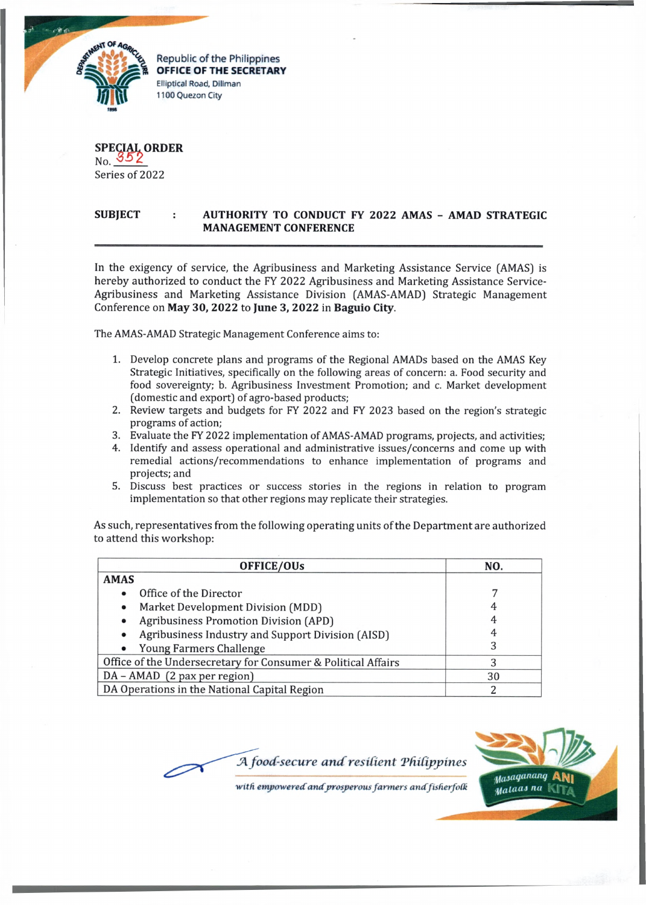Republic of the Philippines
**OFFICE OF THE SECRETARY**
Elliptical Road, Diliman
1100 Quezon City

**SPECIAL ORDER**
No. 352
Series of 2022

**SUBJECT : AUTHORITY TO CONDUCT FY 2022 AMAS – AMAD STRATEGIC MANAGEMENT CONFERENCE**

---

In the exigency of service, the Agribusiness and Marketing Assistance Service (AMAS) is hereby authorized to conduct the FY 2022 Agribusiness and Marketing Assistance Service-Agribusiness and Marketing Assistance Division (AMAS-AMAD) Strategic Management Conference on **May 30, 2022** to **June 3, 2022** in **Baguio City**.

The AMAS-AMAD Strategic Management Conference aims to:

1. Develop concrete plans and programs of the Regional AMADs based on the AMAS Key Strategic Initiatives, specifically on the following areas of concern: a. Food security and food sovereignty; b. Agribusiness Investment Promotion; and c. Market development (domestic and export) of agro-based products;
2. Review targets and budgets for FY 2022 and FY 2023 based on the region's strategic programs of action;
3. Evaluate the FY 2022 implementation of AMAS-AMAD programs, projects, and activities;
4. Identify and assess operational and administrative issues/concerns and come up with remedial actions/recommendations to enhance implementation of programs and projects; and
5. Discuss best practices or success stories in the regions in relation to program implementation so that other regions may replicate their strategies.

As such, representatives from the following operating units of the Department are authorized to attend this workshop:

| OFFICE/OUs | NO. |
|---|---|
| **AMAS** | |
| • Office of the Director | 7 |
| • Market Development Division (MDD) | 4 |
| • Agribusiness Promotion Division (APD) | 4 |
| • Agribusiness Industry and Support Division (AISD) | 4 |
| • Young Farmers Challenge | 3 |
| Office of the Undersecretary for Consumer & Political Affairs | 3 |
| DA – AMAD (2 pax per region) | 30 |
| DA Operations in the National Capital Region | 2 |

*A food-secure and resilient Philippines with empowered and prosperous farmers and fisherfolk*

Masaganang ANI Mataas na KITA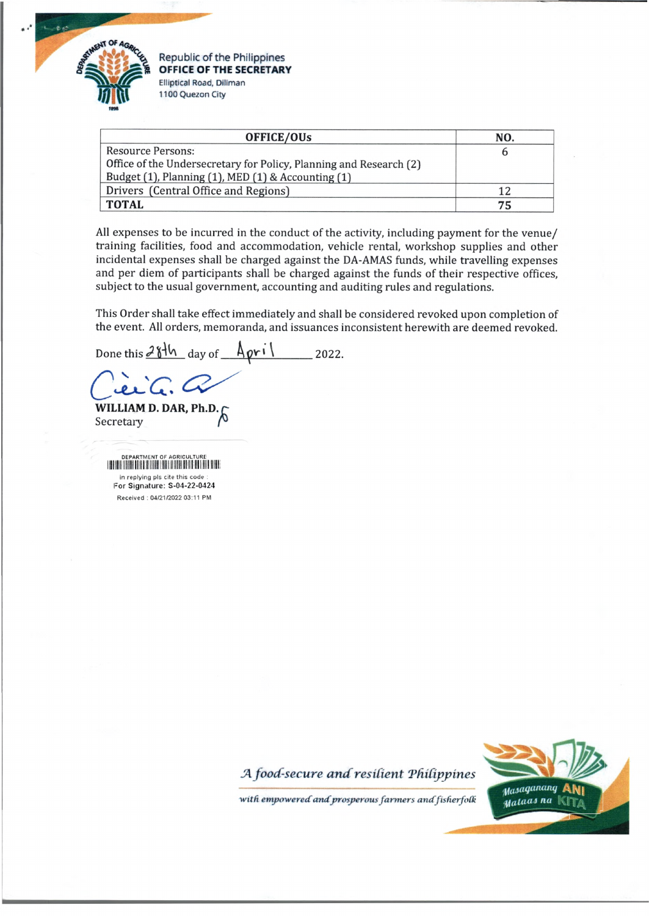Republic of the Philippines
**OFFICE OF THE SECRETARY**
Elliptical Road, Diliman
1100 Quezon City

| OFFICE/OUs | NO. |
|---|---|
| Resource Persons:<br>Office of the Undersecretary for Policy, Planning and Research (2)<br>Budget (1), Planning (1), MED (1) & Accounting (1) | 6 |
| Drivers (Central Office and Regions) | 12 |
| **TOTAL** | **75** |

All expenses to be incurred in the conduct of the activity, including payment for the venue/ training facilities, food and accommodation, vehicle rental, workshop supplies and other incidental expenses shall be charged against the DA-AMAS funds, while travelling expenses and per diem of participants shall be charged against the funds of their respective offices, subject to the usual government, accounting and auditing rules and regulations.

This Order shall take effect immediately and shall be considered revoked upon completion of the event. All orders, memoranda, and issuances inconsistent herewith are deemed revoked.

Done this 28th day of April 2022.

**WILLIAM D. DAR, Ph.D.**
Secretary

DEPARTMENT OF AGRICULTURE
in replying pls cite this code :
For Signature: S-04-22-0424
Received : 04/21/2022 03:11 PM

*A food-secure and resilient Philippines*
*with empowered and prosperous farmers and fisherfolk*

Masaganang ANI Mataas na KITA